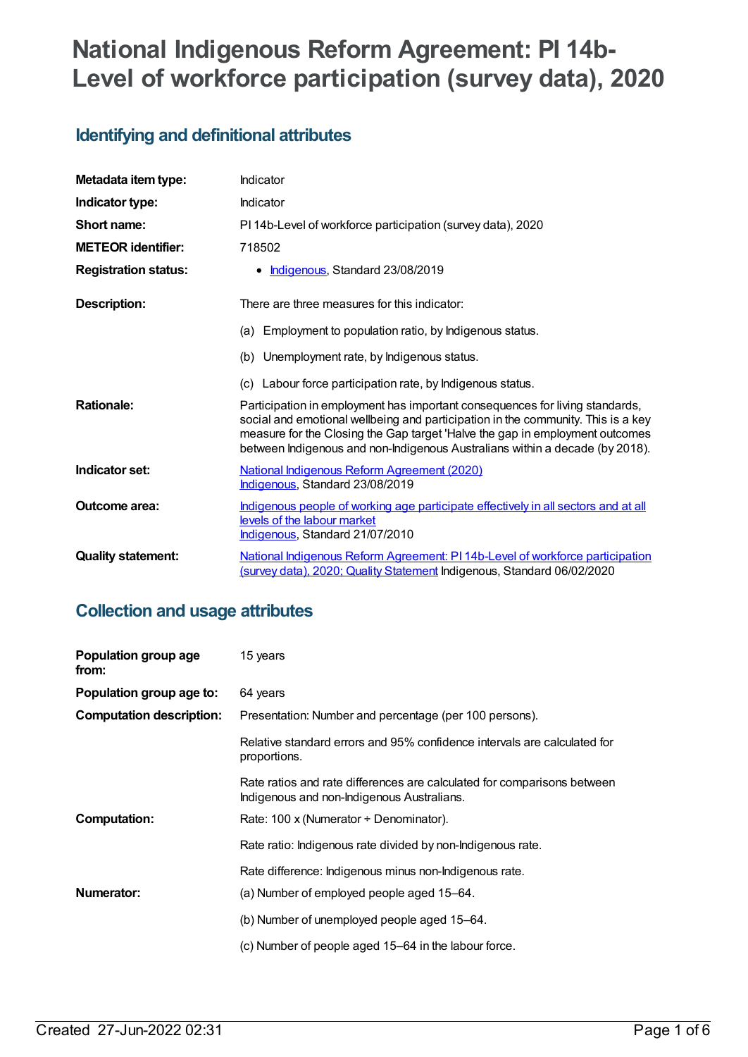# National Indigenous Reform Agreement: PI 14b-Level of workforce participation (survey data), 2020

## Identifying and definitional attributes

| | |
|---|---|
| **Metadata item type:** | Indicator |
| **Indicator type:** | Indicator |
| **Short name:** | PI 14b-Level of workforce participation (survey data), 2020 |
| **METEOR identifier:** | 718502 |
| **Registration status:** | • Indigenous, Standard 23/08/2019 |
| **Description:** | There are three measures for this indicator:<br><br>(a) Employment to population ratio, by Indigenous status.<br><br>(b) Unemployment rate, by Indigenous status.<br><br>(c) Labour force participation rate, by Indigenous status. |
| **Rationale:** | Participation in employment has important consequences for living standards, social and emotional wellbeing and participation in the community. This is a key measure for the Closing the Gap target 'Halve the gap in employment outcomes between Indigenous and non-Indigenous Australians within a decade (by 2018). |
| **Indicator set:** | National Indigenous Reform Agreement (2020)<br>Indigenous, Standard 23/08/2019 |
| **Outcome area:** | Indigenous people of working age participate effectively in all sectors and at all levels of the labour market<br>Indigenous, Standard 21/07/2010 |
| **Quality statement:** | National Indigenous Reform Agreement: PI 14b-Level of workforce participation (survey data), 2020; Quality Statement Indigenous, Standard 06/02/2020 |

## Collection and usage attributes

| | |
|---|---|
| **Population group age from:** | 15 years |
| **Population group age to:** | 64 years |
| **Computation description:** | Presentation: Number and percentage (per 100 persons).<br><br>Relative standard errors and 95% confidence intervals are calculated for proportions.<br><br>Rate ratios and rate differences are calculated for comparisons between Indigenous and non-Indigenous Australians. |
| **Computation:** | Rate: 100 x (Numerator ÷ Denominator).<br><br>Rate ratio: Indigenous rate divided by non-Indigenous rate.<br><br>Rate difference: Indigenous minus non-Indigenous rate. |
| **Numerator:** | (a) Number of employed people aged 15–64.<br><br>(b) Number of unemployed people aged 15–64.<br><br>(c) Number of people aged 15–64 in the labour force. |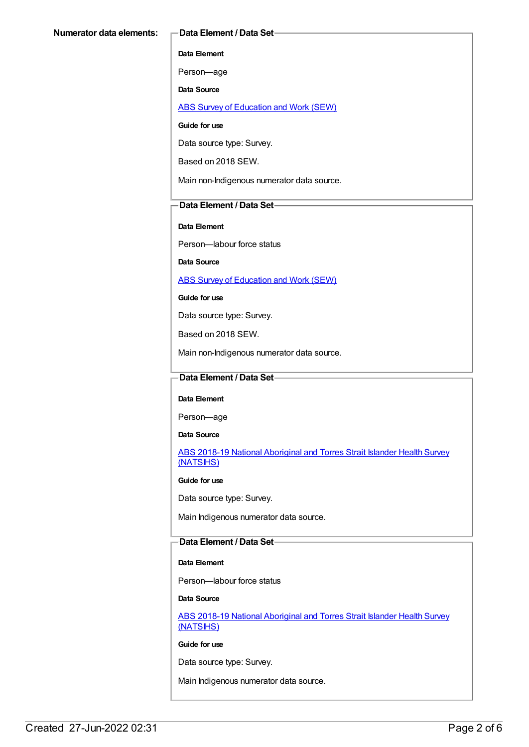**Numerator data elements:**

**Data Element / Data Set**

**Data Element**

Person—age

**Data Source**

ABS Survey of Education and Work (SEW)

**Guide for use**

Data source type: Survey.

Based on 2018 SEW.

Main non-Indigenous numerator data source.

**Data Element / Data Set**

**Data Element**

Person—labour force status

**Data Source**

ABS Survey of Education and Work (SEW)

**Guide for use**

Data source type: Survey.

Based on 2018 SEW.

Main non-Indigenous numerator data source.

**Data Element / Data Set**

**Data Element**

Person—age

**Data Source**

ABS 2018-19 National Aboriginal and Torres Strait Islander Health Survey (NATSIHS)

**Guide for use**

Data source type: Survey.

Main Indigenous numerator data source.

**Data Element / Data Set**

**Data Element**

Person—labour force status

**Data Source**

ABS 2018-19 National Aboriginal and Torres Strait Islander Health Survey (NATSIHS)

**Guide for use**

Data source type: Survey.

Main Indigenous numerator data source.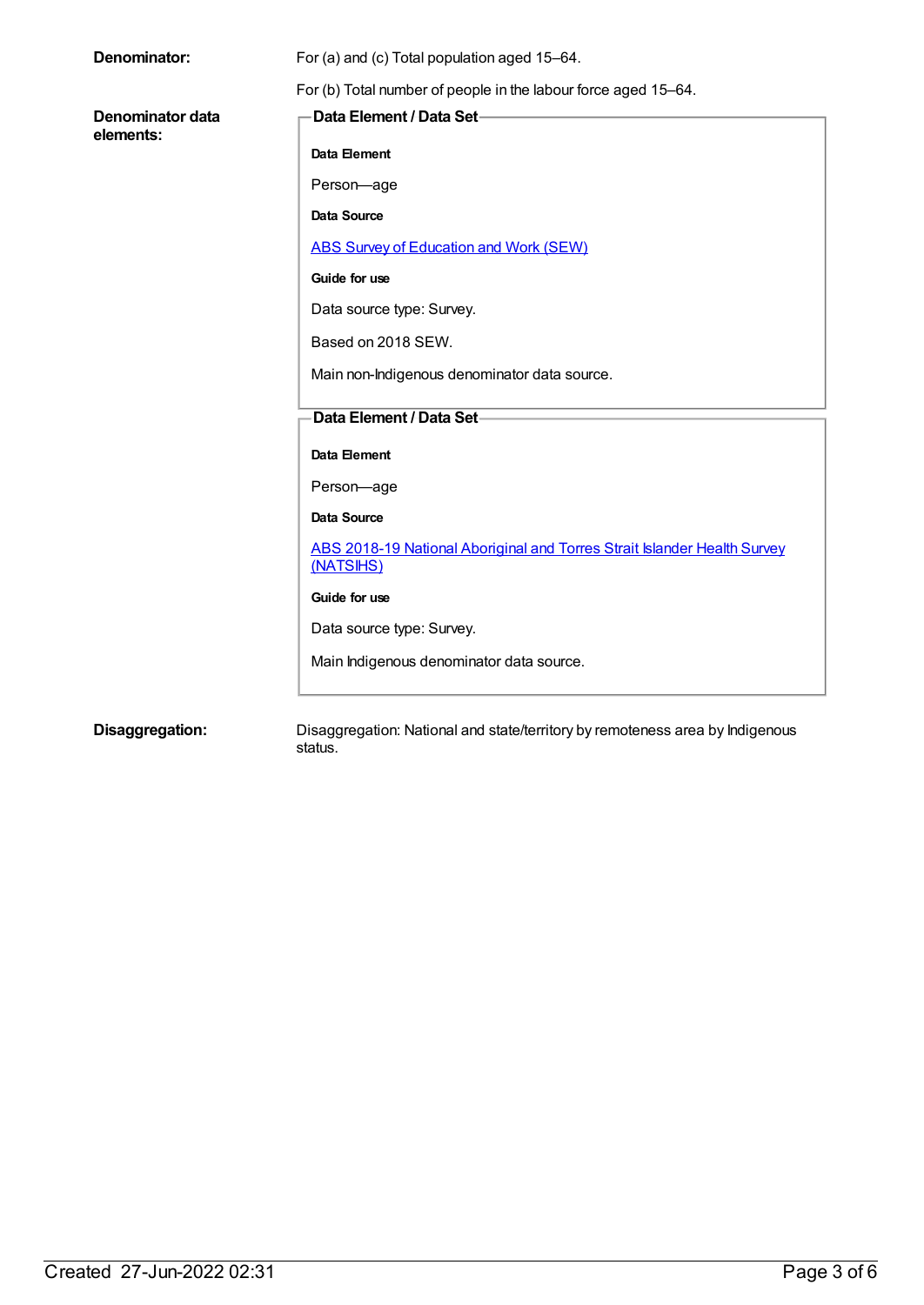**Denominator:**

For (a) and (c) Total population aged 15–64.

For (b) Total number of people in the labour force aged 15–64.

**Denominator data elements:**

**Data Element / Data Set**

**Data Element**

Person—age

**Data Source**

ABS Survey of Education and Work (SEW)

**Guide for use**

Data source type: Survey.

Based on 2018 SEW.

Main non-Indigenous denominator data source.

**Data Element / Data Set**

**Data Element**

Person—age

**Data Source**

ABS 2018-19 National Aboriginal and Torres Strait Islander Health Survey (NATSIHS)

**Guide for use**

Data source type: Survey.

Main Indigenous denominator data source.

**Disaggregation:**

Disaggregation: National and state/territory by remoteness area by Indigenous status.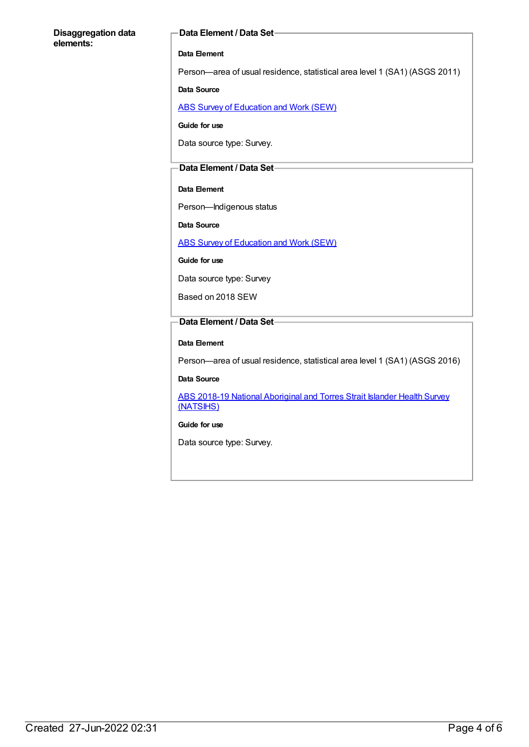**Disaggregation data elements:**

**Data Element / Data Set**

**Data Element**

Person—area of usual residence, statistical area level 1 (SA1) (ASGS 2011)

**Data Source**

ABS Survey of Education and Work (SEW)

**Guide for use**

Data source type: Survey.

**Data Element / Data Set**

**Data Element**

Person—Indigenous status

**Data Source**

ABS Survey of Education and Work (SEW)

**Guide for use**

Data source type: Survey

Based on 2018 SEW

**Data Element / Data Set**

**Data Element**

Person—area of usual residence, statistical area level 1 (SA1) (ASGS 2016)

**Data Source**

ABS 2018-19 National Aboriginal and Torres Strait Islander Health Survey (NATSIHS)

**Guide for use**

Data source type: Survey.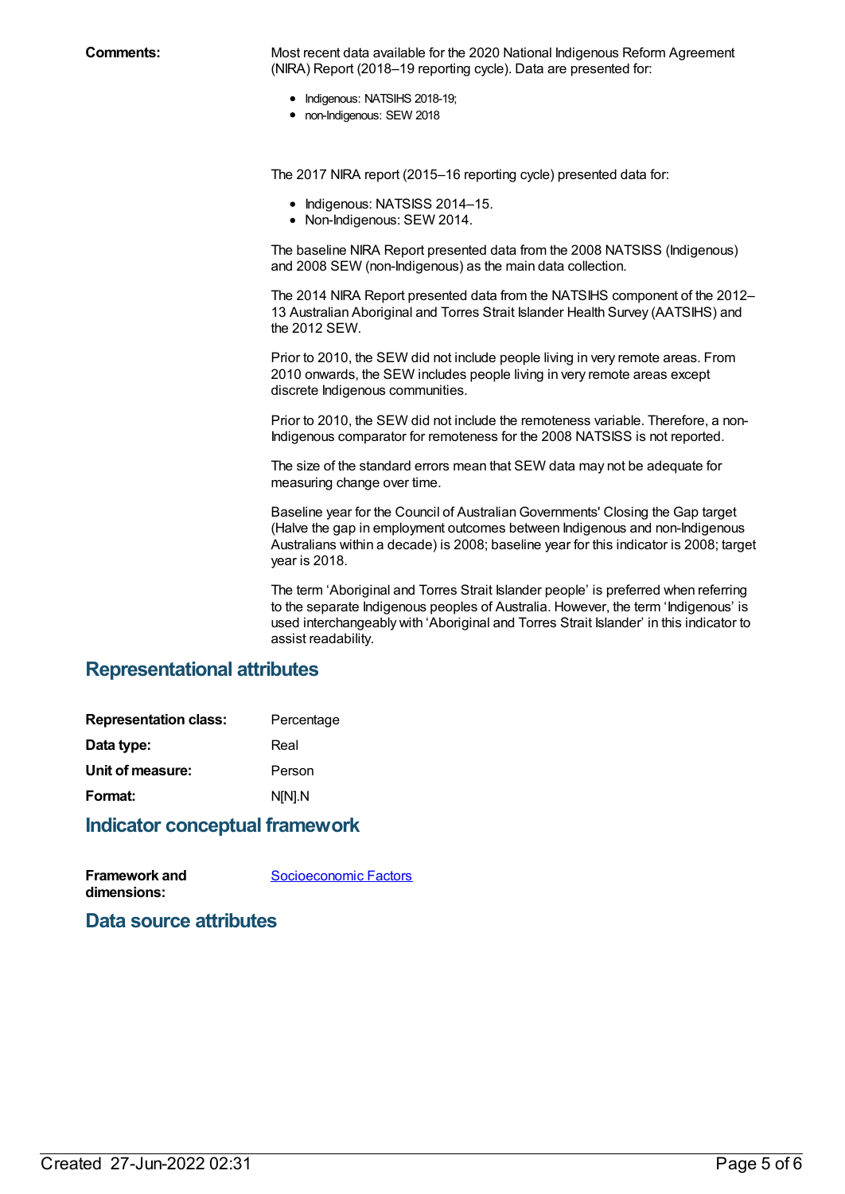**Comments:**

Most recent data available for the 2020 National Indigenous Reform Agreement (NIRA) Report (2018–19 reporting cycle). Data are presented for:

- Indigenous: NATSIHS 2018-19;
- non-Indigenous: SEW 2018

The 2017 NIRA report (2015–16 reporting cycle) presented data for:

- Indigenous: NATSISS 2014–15.
- Non-Indigenous: SEW 2014.

The baseline NIRA Report presented data from the 2008 NATSISS (Indigenous) and 2008 SEW (non-Indigenous) as the main data collection.

The 2014 NIRA Report presented data from the NATSIHS component of the 2012–13 Australian Aboriginal and Torres Strait Islander Health Survey (AATSIHS) and the 2012 SEW.

Prior to 2010, the SEW did not include people living in very remote areas. From 2010 onwards, the SEW includes people living in very remote areas except discrete Indigenous communities.

Prior to 2010, the SEW did not include the remoteness variable. Therefore, a non-Indigenous comparator for remoteness for the 2008 NATSISS is not reported.

The size of the standard errors mean that SEW data may not be adequate for measuring change over time.

Baseline year for the Council of Australian Governments' Closing the Gap target (Halve the gap in employment outcomes between Indigenous and non-Indigenous Australians within a decade) is 2008; baseline year for this indicator is 2008; target year is 2018.

The term 'Aboriginal and Torres Strait Islander people' is preferred when referring to the separate Indigenous peoples of Australia. However, the term 'Indigenous' is used interchangeably with 'Aboriginal and Torres Strait Islander' in this indicator to assist readability.

## Representational attributes

**Representation class:** Percentage

**Data type:** Real

**Unit of measure:** Person

**Format:** N[N].N

## Indicator conceptual framework

**Framework and dimensions:** Socioeconomic Factors

## Data source attributes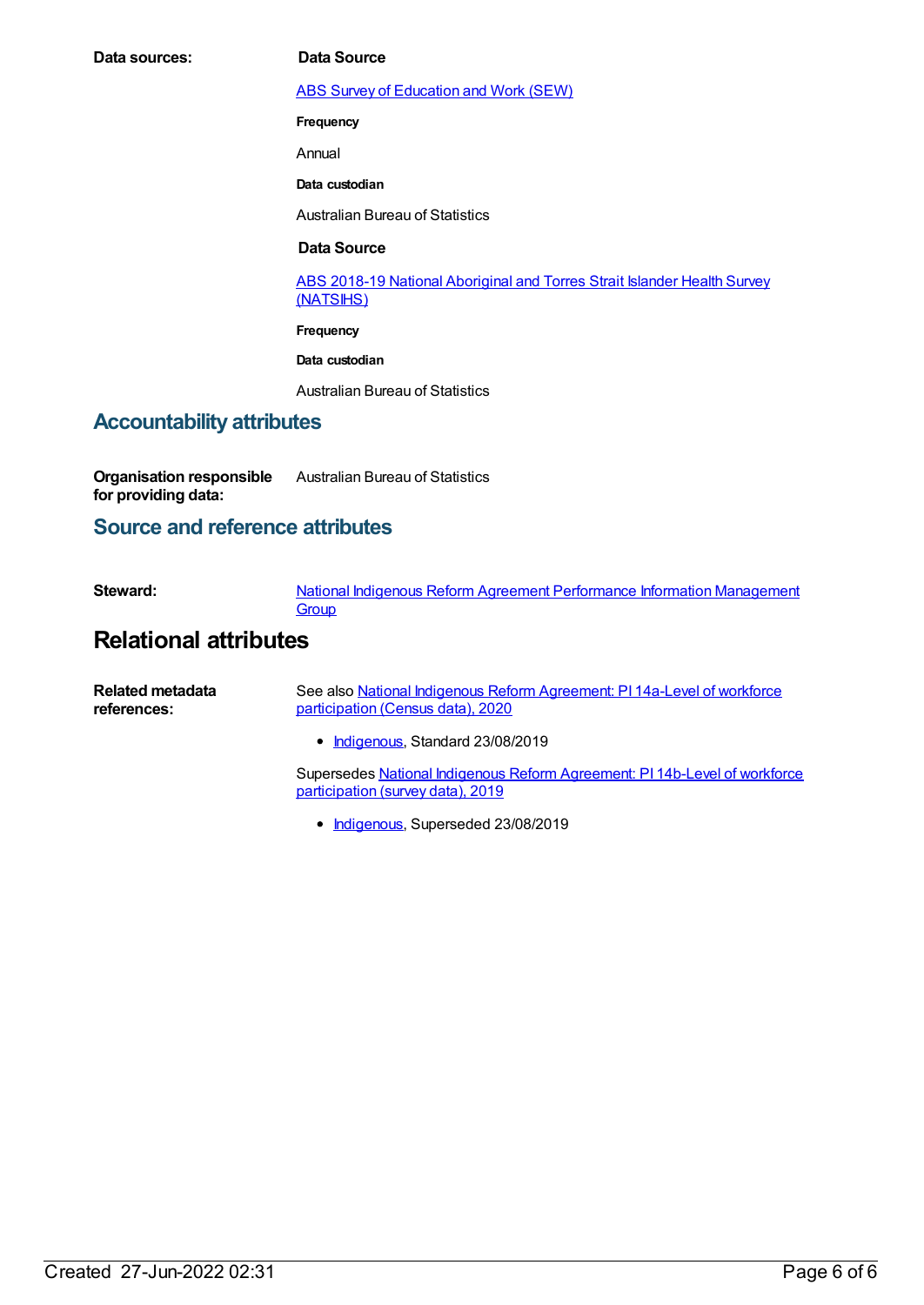**Data sources:**

**Data Source**

ABS Survey of Education and Work (SEW)

**Frequency**

Annual

**Data custodian**

Australian Bureau of Statistics

**Data Source**

ABS 2018-19 National Aboriginal and Torres Strait Islander Health Survey (NATSIHS)

**Frequency**

**Data custodian**

Australian Bureau of Statistics

## Accountability attributes

**Organisation responsible for providing data:** Australian Bureau of Statistics

## Source and reference attributes

**Steward:** National Indigenous Reform Agreement Performance Information Management Group

# Relational attributes

**Related metadata references:**

See also National Indigenous Reform Agreement: PI 14a-Level of workforce participation (Census data), 2020

- Indigenous, Standard 23/08/2019

Supersedes National Indigenous Reform Agreement: PI 14b-Level of workforce participation (survey data), 2019

- Indigenous, Superseded 23/08/2019